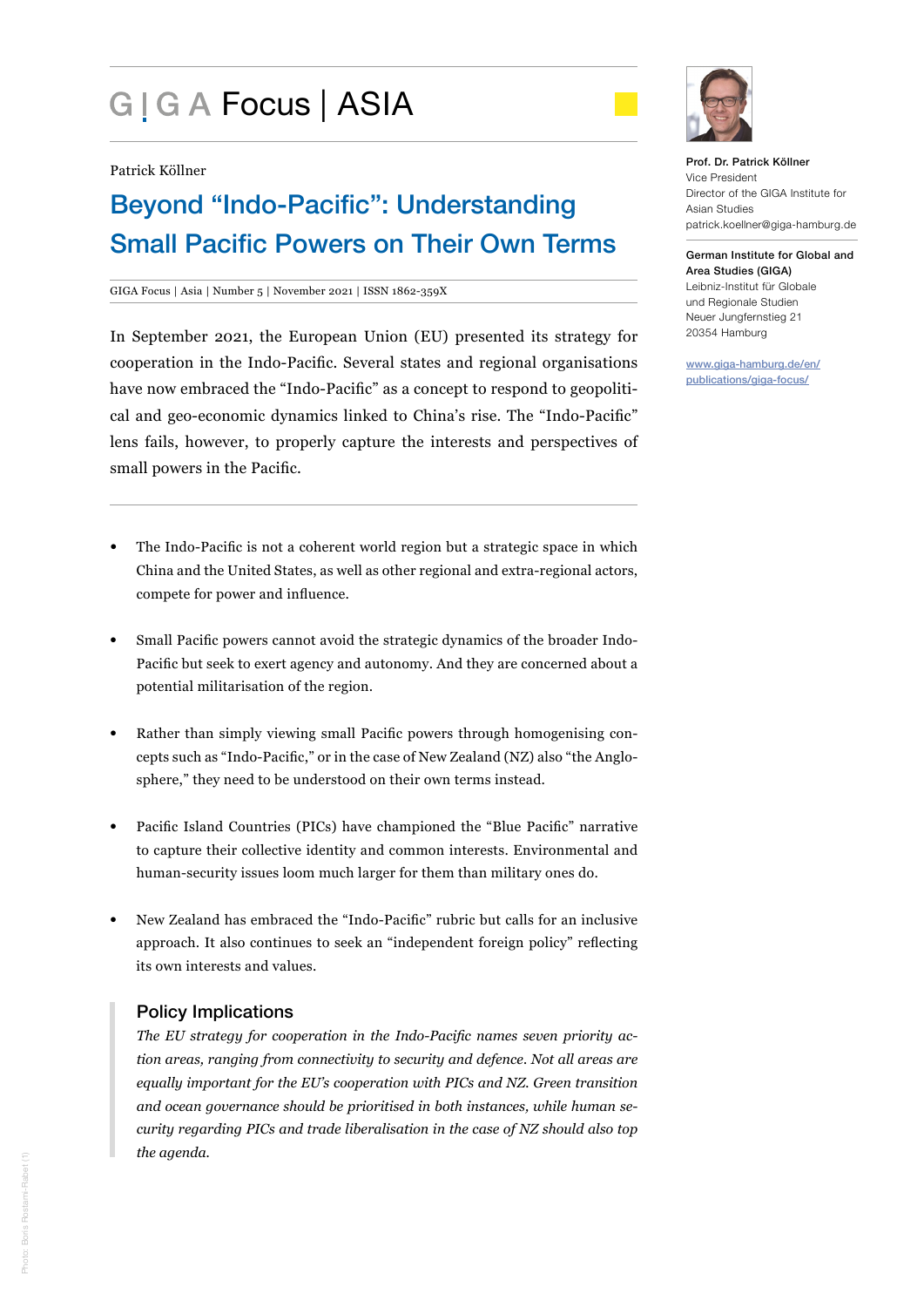GIGA Focus | ASIA

Patrick Köllner

# Beyond "Indo-Pacific": Understanding Small Pacific Powers on Their Own Terms

GIGA Focus | Asia | Number 5 | November 2021 | ISSN 1862-359X

In September 2021, the European Union (EU) presented its strategy for cooperation in the Indo-Pacific. Several states and regional organisations have now embraced the "Indo-Pacific" as a concept to respond to geopolitical and geo-economic dynamics linked to China's rise. The "Indo-Pacific" lens fails, however, to properly capture the interests and perspectives of small powers in the Pacific.

- The Indo-Pacific is not a coherent world region but a strategic space in which China and the United States, as well as other regional and extra-regional actors, compete for power and influence.
- Small Pacific powers cannot avoid the strategic dynamics of the broader Indo-Pacific but seek to exert agency and autonomy. And they are concerned about a potential militarisation of the region.
- Rather than simply viewing small Pacific powers through homogenising concepts such as "Indo-Pacific," or in the case of New Zealand (NZ) also "the Anglosphere," they need to be understood on their own terms instead.
- Pacific Island Countries (PICs) have championed the "Blue Pacific" narrative to capture their collective identity and common interests. Environmental and human-security issues loom much larger for them than military ones do.
- New Zealand has embraced the "Indo-Pacific" rubric but calls for an inclusive approach. It also continues to seek an "independent foreign policy" reflecting its own interests and values.

## Policy Implications

*The EU strategy for cooperation in the Indo-Pacific names seven priority action areas, ranging from connectivity to security and defence. Not all areas are equally important for the EU's cooperation with PICs and NZ. Green transition and ocean governance should be prioritised in both instances, while human security regarding PICs and trade liberalisation in the case of NZ should also top the agenda.*

**Prof. Dr. Patrick Köllner**
Vice President
Director of the GIGA Institute for Asian Studies
patrick.koellner@giga-hamburg.de

**German Institute for Global and Area Studies (GIGA)**
Leibniz-Institut für Globale und Regionale Studien
Neuer Jungfernstieg 21
20354 Hamburg

www.giga-hamburg.de/en/publications/giga-focus/

Photo: Boris Rostami-Rabet (1)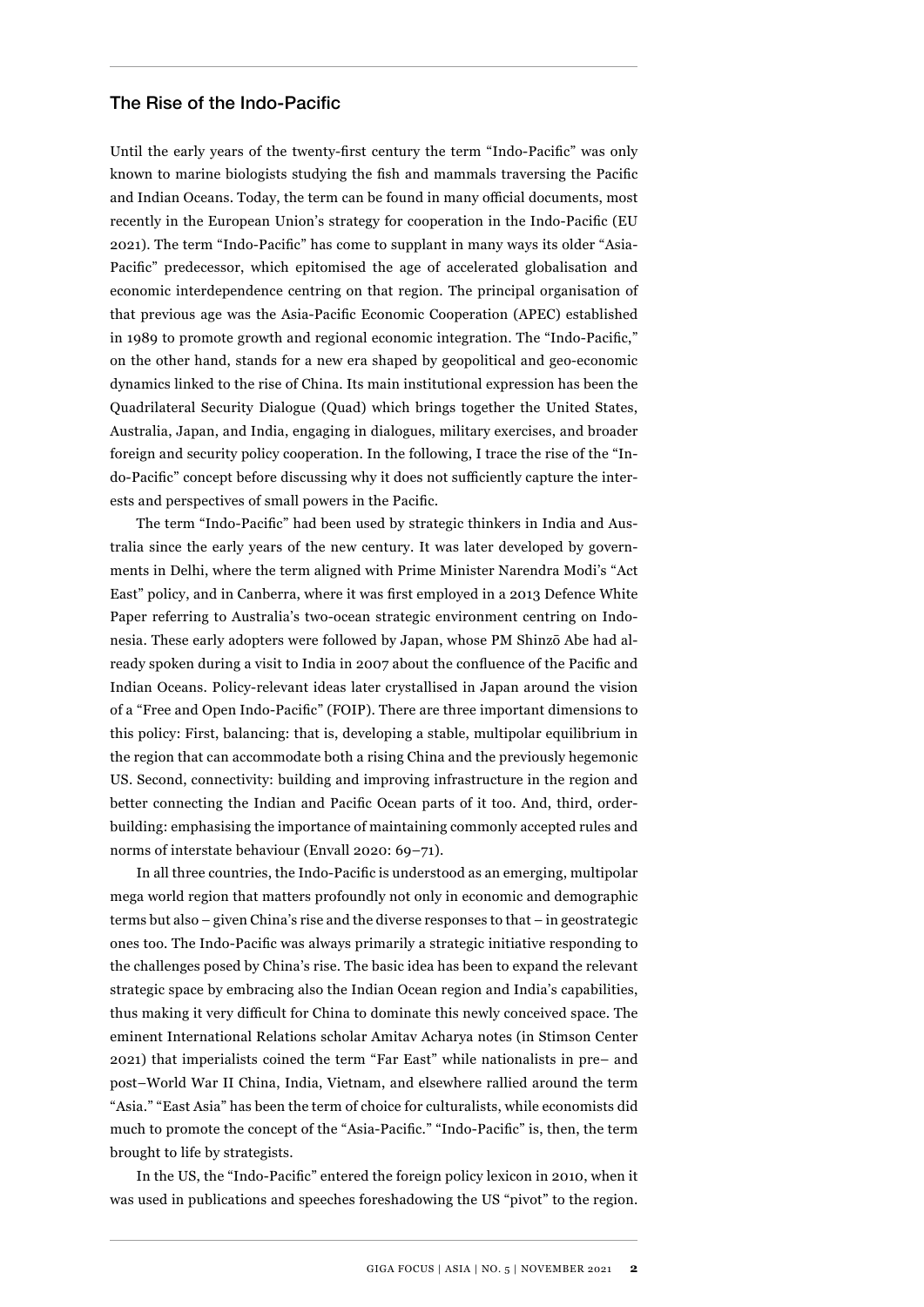## The Rise of the Indo-Pacific

Until the early years of the twenty-first century the term "Indo-Pacific" was only known to marine biologists studying the fish and mammals traversing the Pacific and Indian Oceans. Today, the term can be found in many official documents, most recently in the European Union's strategy for cooperation in the Indo-Pacific (EU 2021). The term "Indo-Pacific" has come to supplant in many ways its older "Asia-Pacific" predecessor, which epitomised the age of accelerated globalisation and economic interdependence centring on that region. The principal organisation of that previous age was the Asia-Pacific Economic Cooperation (APEC) established in 1989 to promote growth and regional economic integration. The "Indo-Pacific," on the other hand, stands for a new era shaped by geopolitical and geo-economic dynamics linked to the rise of China. Its main institutional expression has been the Quadrilateral Security Dialogue (Quad) which brings together the United States, Australia, Japan, and India, engaging in dialogues, military exercises, and broader foreign and security policy cooperation. In the following, I trace the rise of the "Indo-Pacific" concept before discussing why it does not sufficiently capture the interests and perspectives of small powers in the Pacific.

The term "Indo-Pacific" had been used by strategic thinkers in India and Australia since the early years of the new century. It was later developed by governments in Delhi, where the term aligned with Prime Minister Narendra Modi's "Act East" policy, and in Canberra, where it was first employed in a 2013 Defence White Paper referring to Australia's two-ocean strategic environment centring on Indonesia. These early adopters were followed by Japan, whose PM Shinzō Abe had already spoken during a visit to India in 2007 about the confluence of the Pacific and Indian Oceans. Policy-relevant ideas later crystallised in Japan around the vision of a "Free and Open Indo-Pacific" (FOIP). There are three important dimensions to this policy: First, balancing: that is, developing a stable, multipolar equilibrium in the region that can accommodate both a rising China and the previously hegemonic US. Second, connectivity: building and improving infrastructure in the region and better connecting the Indian and Pacific Ocean parts of it too. And, third, order-building: emphasising the importance of maintaining commonly accepted rules and norms of interstate behaviour (Envall 2020: 69–71).

In all three countries, the Indo-Pacific is understood as an emerging, multipolar mega world region that matters profoundly not only in economic and demographic terms but also – given China's rise and the diverse responses to that – in geostrategic ones too. The Indo-Pacific was always primarily a strategic initiative responding to the challenges posed by China's rise. The basic idea has been to expand the relevant strategic space by embracing also the Indian Ocean region and India's capabilities, thus making it very difficult for China to dominate this newly conceived space. The eminent International Relations scholar Amitav Acharya notes (in Stimson Center 2021) that imperialists coined the term "Far East" while nationalists in pre– and post–World War II China, India, Vietnam, and elsewhere rallied around the term "Asia." "East Asia" has been the term of choice for culturalists, while economists did much to promote the concept of the "Asia-Pacific." "Indo-Pacific" is, then, the term brought to life by strategists.

In the US, the "Indo-Pacific" entered the foreign policy lexicon in 2010, when it was used in publications and speeches foreshadowing the US "pivot" to the region.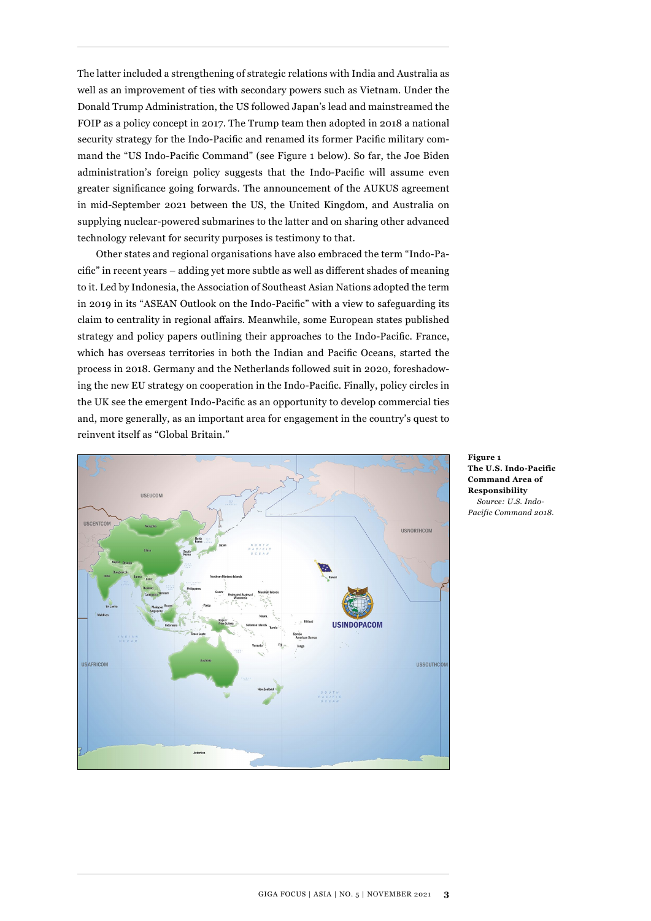The latter included a strengthening of strategic relations with India and Australia as well as an improvement of ties with secondary powers such as Vietnam. Under the Donald Trump Administration, the US followed Japan's lead and mainstreamed the FOIP as a policy concept in 2017. The Trump team then adopted in 2018 a national security strategy for the Indo-Pacific and renamed its former Pacific military command the "US Indo-Pacific Command" (see Figure 1 below). So far, the Joe Biden administration's foreign policy suggests that the Indo-Pacific will assume even greater significance going forwards. The announcement of the AUKUS agreement in mid-September 2021 between the US, the United Kingdom, and Australia on supplying nuclear-powered submarines to the latter and on sharing other advanced technology relevant for security purposes is testimony to that.

Other states and regional organisations have also embraced the term "Indo-Pacific" in recent years – adding yet more subtle as well as different shades of meaning to it. Led by Indonesia, the Association of Southeast Asian Nations adopted the term in 2019 in its "ASEAN Outlook on the Indo-Pacific" with a view to safeguarding its claim to centrality in regional affairs. Meanwhile, some European states published strategy and policy papers outlining their approaches to the Indo-Pacific. France, which has overseas territories in both the Indian and Pacific Oceans, started the process in 2018. Germany and the Netherlands followed suit in 2020, foreshadowing the new EU strategy on cooperation in the Indo-Pacific. Finally, policy circles in the UK see the emergent Indo-Pacific as an opportunity to develop commercial ties and, more generally, as an important area for engagement in the country's quest to reinvent itself as "Global Britain."

**Figure 1**
**The U.S. Indo-Pacific Command Area of Responsibility**
*Source: U.S. Indo-Pacific Command 2018.*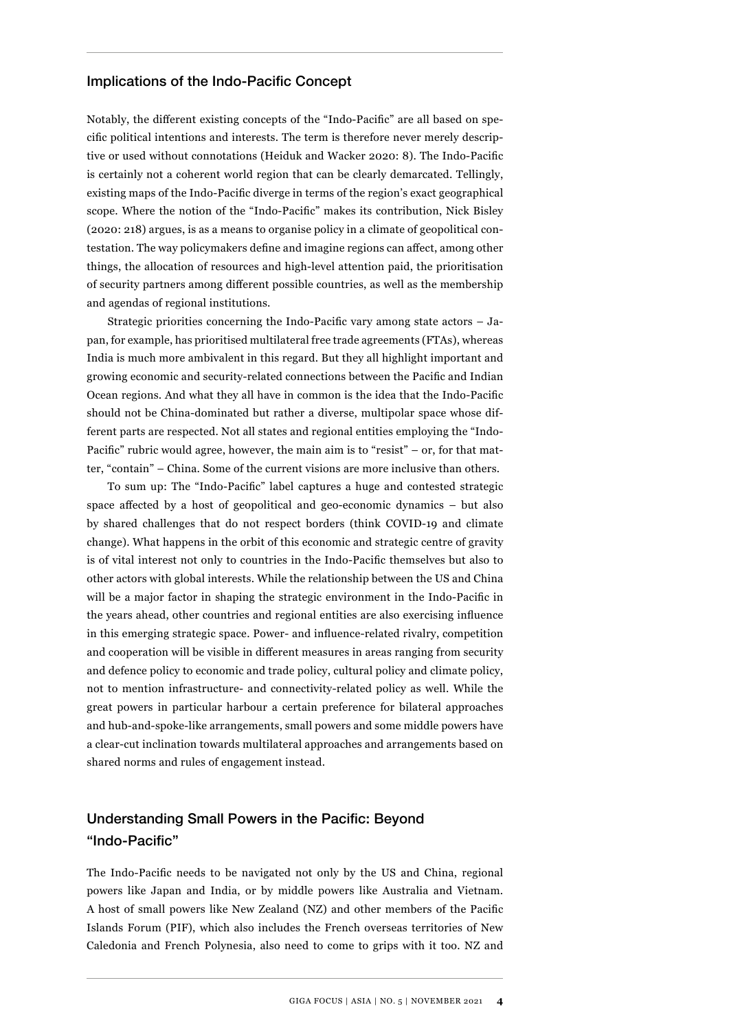## Implications of the Indo-Pacific Concept

Notably, the different existing concepts of the "Indo-Pacific" are all based on specific political intentions and interests. The term is therefore never merely descriptive or used without connotations (Heiduk and Wacker 2020: 8). The Indo-Pacific is certainly not a coherent world region that can be clearly demarcated. Tellingly, existing maps of the Indo-Pacific diverge in terms of the region's exact geographical scope. Where the notion of the "Indo-Pacific" makes its contribution, Nick Bisley (2020: 218) argues, is as a means to organise policy in a climate of geopolitical contestation. The way policymakers define and imagine regions can affect, among other things, the allocation of resources and high-level attention paid, the prioritisation of security partners among different possible countries, as well as the membership and agendas of regional institutions.

Strategic priorities concerning the Indo-Pacific vary among state actors – Japan, for example, has prioritised multilateral free trade agreements (FTAs), whereas India is much more ambivalent in this regard. But they all highlight important and growing economic and security-related connections between the Pacific and Indian Ocean regions. And what they all have in common is the idea that the Indo-Pacific should not be China-dominated but rather a diverse, multipolar space whose different parts are respected. Not all states and regional entities employing the "Indo-Pacific" rubric would agree, however, the main aim is to "resist" – or, for that matter, "contain" – China. Some of the current visions are more inclusive than others.

To sum up: The "Indo-Pacific" label captures a huge and contested strategic space affected by a host of geopolitical and geo-economic dynamics – but also by shared challenges that do not respect borders (think COVID-19 and climate change). What happens in the orbit of this economic and strategic centre of gravity is of vital interest not only to countries in the Indo-Pacific themselves but also to other actors with global interests. While the relationship between the US and China will be a major factor in shaping the strategic environment in the Indo-Pacific in the years ahead, other countries and regional entities are also exercising influence in this emerging strategic space. Power- and influence-related rivalry, competition and cooperation will be visible in different measures in areas ranging from security and defence policy to economic and trade policy, cultural policy and climate policy, not to mention infrastructure- and connectivity-related policy as well. While the great powers in particular harbour a certain preference for bilateral approaches and hub-and-spoke-like arrangements, small powers and some middle powers have a clear-cut inclination towards multilateral approaches and arrangements based on shared norms and rules of engagement instead.

## Understanding Small Powers in the Pacific: Beyond "Indo-Pacific"

The Indo-Pacific needs to be navigated not only by the US and China, regional powers like Japan and India, or by middle powers like Australia and Vietnam. A host of small powers like New Zealand (NZ) and other members of the Pacific Islands Forum (PIF), which also includes the French overseas territories of New Caledonia and French Polynesia, also need to come to grips with it too. NZ and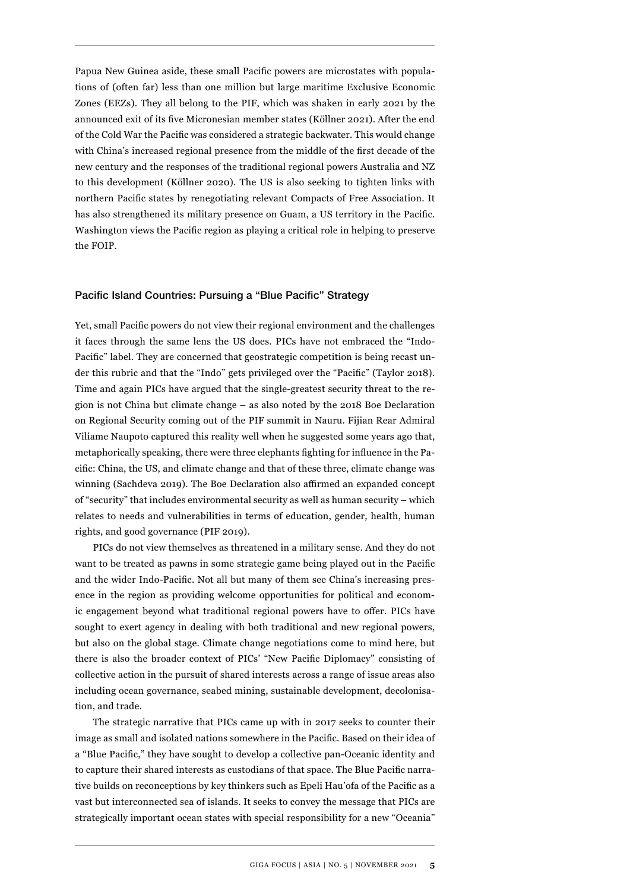Papua New Guinea aside, these small Pacific powers are microstates with populations of (often far) less than one million but large maritime Exclusive Economic Zones (EEZs). They all belong to the PIF, which was shaken in early 2021 by the announced exit of its five Micronesian member states (Köllner 2021). After the end of the Cold War the Pacific was considered a strategic backwater. This would change with China's increased regional presence from the middle of the first decade of the new century and the responses of the traditional regional powers Australia and NZ to this development (Köllner 2020). The US is also seeking to tighten links with northern Pacific states by renegotiating relevant Compacts of Free Association. It has also strengthened its military presence on Guam, a US territory in the Pacific. Washington views the Pacific region as playing a critical role in helping to preserve the FOIP.

## Pacific Island Countries: Pursuing a "Blue Pacific" Strategy

Yet, small Pacific powers do not view their regional environment and the challenges it faces through the same lens the US does. PICs have not embraced the "Indo-Pacific" label. They are concerned that geostrategic competition is being recast under this rubric and that the "Indo" gets privileged over the "Pacific" (Taylor 2018). Time and again PICs have argued that the single-greatest security threat to the region is not China but climate change – as also noted by the 2018 Boe Declaration on Regional Security coming out of the PIF summit in Nauru. Fijian Rear Admiral Viliame Naupoto captured this reality well when he suggested some years ago that, metaphorically speaking, there were three elephants fighting for influence in the Pacific: China, the US, and climate change and that of these three, climate change was winning (Sachdeva 2019). The Boe Declaration also affirmed an expanded concept of "security" that includes environmental security as well as human security – which relates to needs and vulnerabilities in terms of education, gender, health, human rights, and good governance (PIF 2019).

PICs do not view themselves as threatened in a military sense. And they do not want to be treated as pawns in some strategic game being played out in the Pacific and the wider Indo-Pacific. Not all but many of them see China's increasing presence in the region as providing welcome opportunities for political and economic engagement beyond what traditional regional powers have to offer. PICs have sought to exert agency in dealing with both traditional and new regional powers, but also on the global stage. Climate change negotiations come to mind here, but there is also the broader context of PICs' "New Pacific Diplomacy" consisting of collective action in the pursuit of shared interests across a range of issue areas also including ocean governance, seabed mining, sustainable development, decolonisation, and trade.

The strategic narrative that PICs came up with in 2017 seeks to counter their image as small and isolated nations somewhere in the Pacific. Based on their idea of a "Blue Pacific," they have sought to develop a collective pan-Oceanic identity and to capture their shared interests as custodians of that space. The Blue Pacific narrative builds on reconceptions by key thinkers such as Epeli Hau'ofa of the Pacific as a vast but interconnected sea of islands. It seeks to convey the message that PICs are strategically important ocean states with special responsibility for a new "Oceania"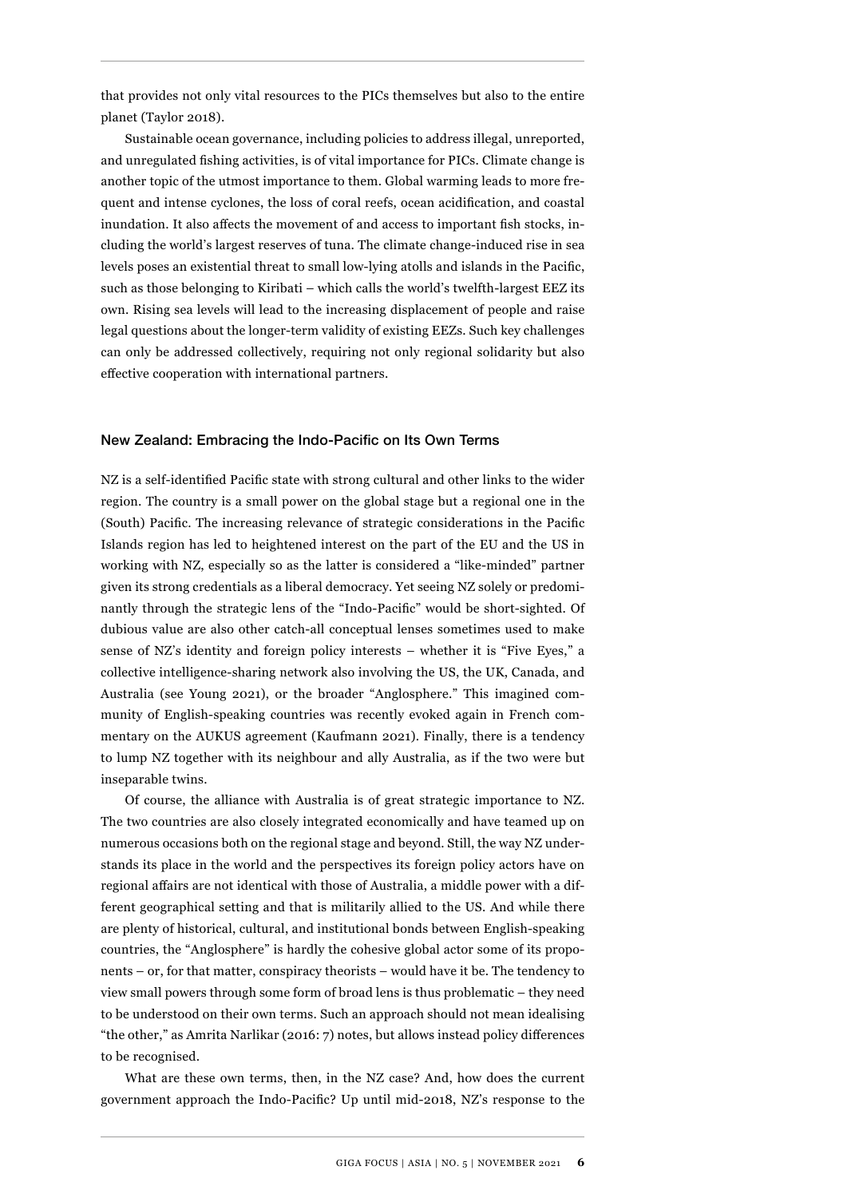that provides not only vital resources to the PICs themselves but also to the entire planet (Taylor 2018).

Sustainable ocean governance, including policies to address illegal, unreported, and unregulated fishing activities, is of vital importance for PICs. Climate change is another topic of the utmost importance to them. Global warming leads to more frequent and intense cyclones, the loss of coral reefs, ocean acidification, and coastal inundation. It also affects the movement of and access to important fish stocks, including the world's largest reserves of tuna. The climate change-induced rise in sea levels poses an existential threat to small low-lying atolls and islands in the Pacific, such as those belonging to Kiribati – which calls the world's twelfth-largest EEZ its own. Rising sea levels will lead to the increasing displacement of people and raise legal questions about the longer-term validity of existing EEZs. Such key challenges can only be addressed collectively, requiring not only regional solidarity but also effective cooperation with international partners.

## New Zealand: Embracing the Indo-Pacific on Its Own Terms

NZ is a self-identified Pacific state with strong cultural and other links to the wider region. The country is a small power on the global stage but a regional one in the (South) Pacific. The increasing relevance of strategic considerations in the Pacific Islands region has led to heightened interest on the part of the EU and the US in working with NZ, especially so as the latter is considered a "like-minded" partner given its strong credentials as a liberal democracy. Yet seeing NZ solely or predominantly through the strategic lens of the "Indo-Pacific" would be short-sighted. Of dubious value are also other catch-all conceptual lenses sometimes used to make sense of NZ's identity and foreign policy interests – whether it is "Five Eyes," a collective intelligence-sharing network also involving the US, the UK, Canada, and Australia (see Young 2021), or the broader "Anglosphere." This imagined community of English-speaking countries was recently evoked again in French commentary on the AUKUS agreement (Kaufmann 2021). Finally, there is a tendency to lump NZ together with its neighbour and ally Australia, as if the two were but inseparable twins.

Of course, the alliance with Australia is of great strategic importance to NZ. The two countries are also closely integrated economically and have teamed up on numerous occasions both on the regional stage and beyond. Still, the way NZ understands its place in the world and the perspectives its foreign policy actors have on regional affairs are not identical with those of Australia, a middle power with a different geographical setting and that is militarily allied to the US. And while there are plenty of historical, cultural, and institutional bonds between English-speaking countries, the "Anglosphere" is hardly the cohesive global actor some of its proponents – or, for that matter, conspiracy theorists – would have it be. The tendency to view small powers through some form of broad lens is thus problematic – they need to be understood on their own terms. Such an approach should not mean idealising "the other," as Amrita Narlikar (2016: 7) notes, but allows instead policy differences to be recognised.

What are these own terms, then, in the NZ case? And, how does the current government approach the Indo-Pacific? Up until mid-2018, NZ's response to the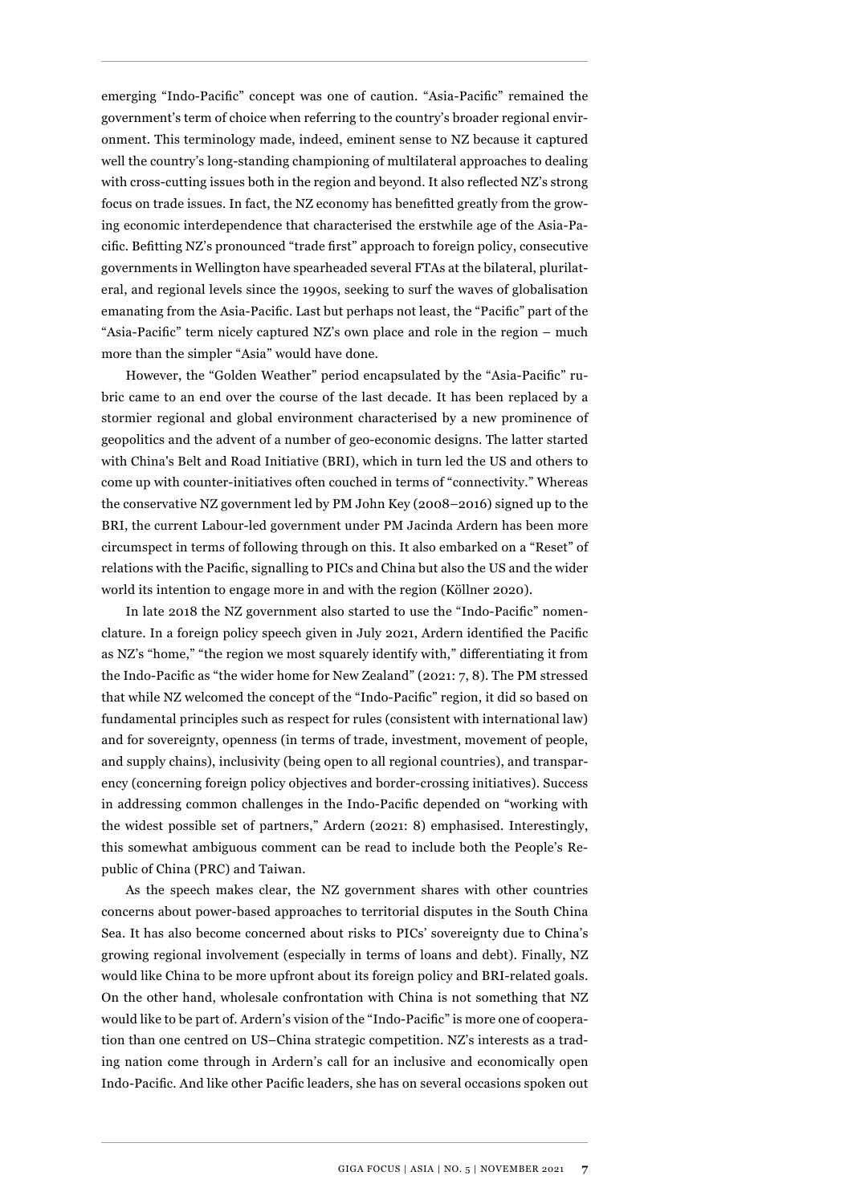emerging "Indo-Pacific" concept was one of caution. "Asia-Pacific" remained the government's term of choice when referring to the country's broader regional environment. This terminology made, indeed, eminent sense to NZ because it captured well the country's long-standing championing of multilateral approaches to dealing with cross-cutting issues both in the region and beyond. It also reflected NZ's strong focus on trade issues. In fact, the NZ economy has benefitted greatly from the growing economic interdependence that characterised the erstwhile age of the Asia-Pacific. Befitting NZ's pronounced "trade first" approach to foreign policy, consecutive governments in Wellington have spearheaded several FTAs at the bilateral, plurilateral, and regional levels since the 1990s, seeking to surf the waves of globalisation emanating from the Asia-Pacific. Last but perhaps not least, the "Pacific" part of the "Asia-Pacific" term nicely captured NZ's own place and role in the region – much more than the simpler "Asia" would have done.

However, the "Golden Weather" period encapsulated by the "Asia-Pacific" rubric came to an end over the course of the last decade. It has been replaced by a stormier regional and global environment characterised by a new prominence of geopolitics and the advent of a number of geo-economic designs. The latter started with China's Belt and Road Initiative (BRI), which in turn led the US and others to come up with counter-initiatives often couched in terms of "connectivity." Whereas the conservative NZ government led by PM John Key (2008–2016) signed up to the BRI, the current Labour-led government under PM Jacinda Ardern has been more circumspect in terms of following through on this. It also embarked on a "Reset" of relations with the Pacific, signalling to PICs and China but also the US and the wider world its intention to engage more in and with the region (Köllner 2020).

In late 2018 the NZ government also started to use the "Indo-Pacific" nomenclature. In a foreign policy speech given in July 2021, Ardern identified the Pacific as NZ's "home," "the region we most squarely identify with," differentiating it from the Indo-Pacific as "the wider home for New Zealand" (2021: 7, 8). The PM stressed that while NZ welcomed the concept of the "Indo-Pacific" region, it did so based on fundamental principles such as respect for rules (consistent with international law) and for sovereignty, openness (in terms of trade, investment, movement of people, and supply chains), inclusivity (being open to all regional countries), and transparency (concerning foreign policy objectives and border-crossing initiatives). Success in addressing common challenges in the Indo-Pacific depended on "working with the widest possible set of partners," Ardern (2021: 8) emphasised. Interestingly, this somewhat ambiguous comment can be read to include both the People's Republic of China (PRC) and Taiwan.

As the speech makes clear, the NZ government shares with other countries concerns about power-based approaches to territorial disputes in the South China Sea. It has also become concerned about risks to PICs' sovereignty due to China's growing regional involvement (especially in terms of loans and debt). Finally, NZ would like China to be more upfront about its foreign policy and BRI-related goals. On the other hand, wholesale confrontation with China is not something that NZ would like to be part of. Ardern's vision of the "Indo-Pacific" is more one of cooperation than one centred on US–China strategic competition. NZ's interests as a trading nation come through in Ardern's call for an inclusive and economically open Indo-Pacific. And like other Pacific leaders, she has on several occasions spoken out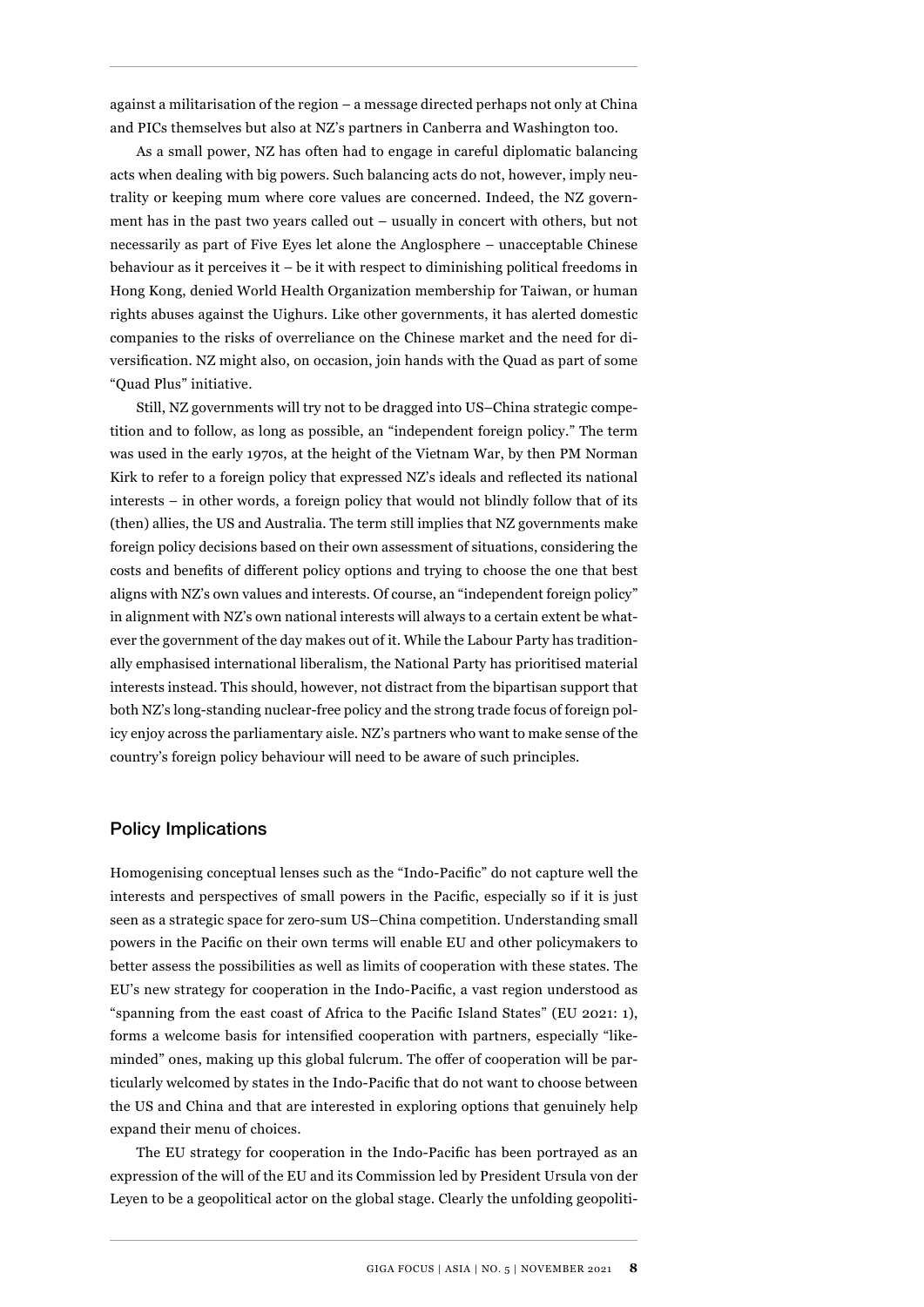against a militarisation of the region – a message directed perhaps not only at China and PICs themselves but also at NZ's partners in Canberra and Washington too.

As a small power, NZ has often had to engage in careful diplomatic balancing acts when dealing with big powers. Such balancing acts do not, however, imply neutrality or keeping mum where core values are concerned. Indeed, the NZ government has in the past two years called out – usually in concert with others, but not necessarily as part of Five Eyes let alone the Anglosphere – unacceptable Chinese behaviour as it perceives it – be it with respect to diminishing political freedoms in Hong Kong, denied World Health Organization membership for Taiwan, or human rights abuses against the Uighurs. Like other governments, it has alerted domestic companies to the risks of overreliance on the Chinese market and the need for diversification. NZ might also, on occasion, join hands with the Quad as part of some "Quad Plus" initiative.

Still, NZ governments will try not to be dragged into US–China strategic competition and to follow, as long as possible, an "independent foreign policy." The term was used in the early 1970s, at the height of the Vietnam War, by then PM Norman Kirk to refer to a foreign policy that expressed NZ's ideals and reflected its national interests – in other words, a foreign policy that would not blindly follow that of its (then) allies, the US and Australia. The term still implies that NZ governments make foreign policy decisions based on their own assessment of situations, considering the costs and benefits of different policy options and trying to choose the one that best aligns with NZ's own values and interests. Of course, an "independent foreign policy" in alignment with NZ's own national interests will always to a certain extent be whatever the government of the day makes out of it. While the Labour Party has traditionally emphasised international liberalism, the National Party has prioritised material interests instead. This should, however, not distract from the bipartisan support that both NZ's long-standing nuclear-free policy and the strong trade focus of foreign policy enjoy across the parliamentary aisle. NZ's partners who want to make sense of the country's foreign policy behaviour will need to be aware of such principles.

## Policy Implications

Homogenising conceptual lenses such as the "Indo-Pacific" do not capture well the interests and perspectives of small powers in the Pacific, especially so if it is just seen as a strategic space for zero-sum US–China competition. Understanding small powers in the Pacific on their own terms will enable EU and other policymakers to better assess the possibilities as well as limits of cooperation with these states. The EU's new strategy for cooperation in the Indo-Pacific, a vast region understood as "spanning from the east coast of Africa to the Pacific Island States" (EU 2021: 1), forms a welcome basis for intensified cooperation with partners, especially "like-minded" ones, making up this global fulcrum. The offer of cooperation will be particularly welcomed by states in the Indo-Pacific that do not want to choose between the US and China and that are interested in exploring options that genuinely help expand their menu of choices.

The EU strategy for cooperation in the Indo-Pacific has been portrayed as an expression of the will of the EU and its Commission led by President Ursula von der Leyen to be a geopolitical actor on the global stage. Clearly the unfolding geopoliti-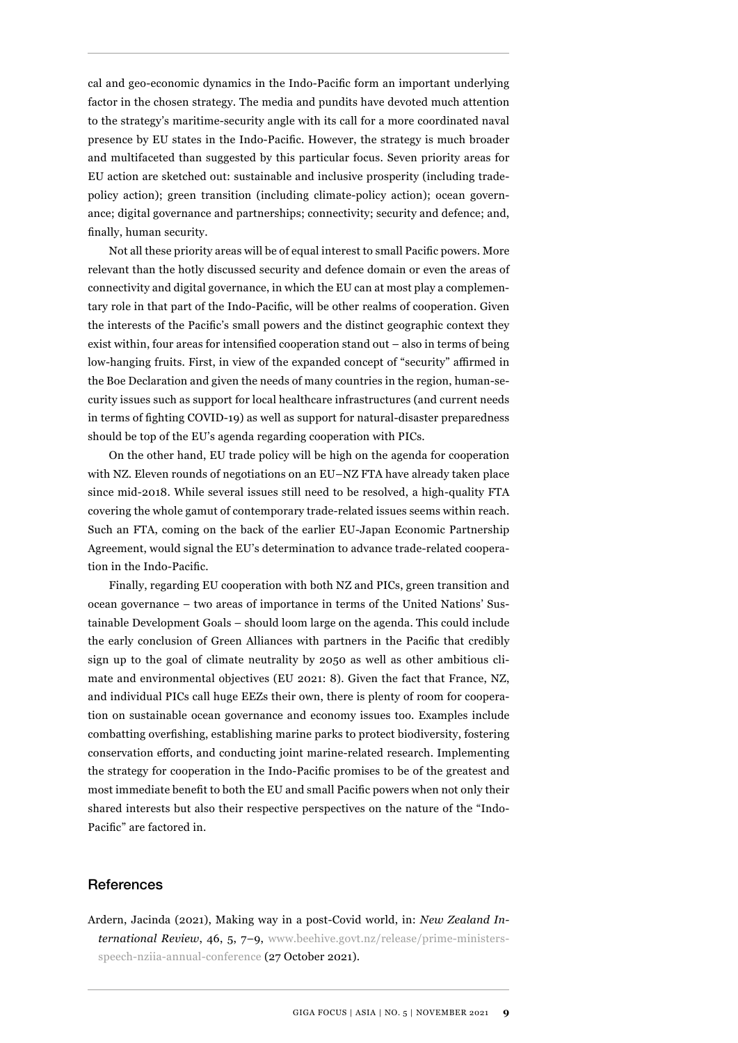cal and geo-economic dynamics in the Indo-Pacific form an important underlying factor in the chosen strategy. The media and pundits have devoted much attention to the strategy's maritime-security angle with its call for a more coordinated naval presence by EU states in the Indo-Pacific. However, the strategy is much broader and multifaceted than suggested by this particular focus. Seven priority areas for EU action are sketched out: sustainable and inclusive prosperity (including trade-policy action); green transition (including climate-policy action); ocean governance; digital governance and partnerships; connectivity; security and defence; and, finally, human security.

Not all these priority areas will be of equal interest to small Pacific powers. More relevant than the hotly discussed security and defence domain or even the areas of connectivity and digital governance, in which the EU can at most play a complementary role in that part of the Indo-Pacific, will be other realms of cooperation. Given the interests of the Pacific's small powers and the distinct geographic context they exist within, four areas for intensified cooperation stand out – also in terms of being low-hanging fruits. First, in view of the expanded concept of "security" affirmed in the Boe Declaration and given the needs of many countries in the region, human-security issues such as support for local healthcare infrastructures (and current needs in terms of fighting COVID-19) as well as support for natural-disaster preparedness should be top of the EU's agenda regarding cooperation with PICs.

On the other hand, EU trade policy will be high on the agenda for cooperation with NZ. Eleven rounds of negotiations on an EU–NZ FTA have already taken place since mid-2018. While several issues still need to be resolved, a high-quality FTA covering the whole gamut of contemporary trade-related issues seems within reach. Such an FTA, coming on the back of the earlier EU-Japan Economic Partnership Agreement, would signal the EU's determination to advance trade-related cooperation in the Indo-Pacific.

Finally, regarding EU cooperation with both NZ and PICs, green transition and ocean governance – two areas of importance in terms of the United Nations' Sustainable Development Goals – should loom large on the agenda. This could include the early conclusion of Green Alliances with partners in the Pacific that credibly sign up to the goal of climate neutrality by 2050 as well as other ambitious climate and environmental objectives (EU 2021: 8). Given the fact that France, NZ, and individual PICs call huge EEZs their own, there is plenty of room for cooperation on sustainable ocean governance and economy issues too. Examples include combatting overfishing, establishing marine parks to protect biodiversity, fostering conservation efforts, and conducting joint marine-related research. Implementing the strategy for cooperation in the Indo-Pacific promises to be of the greatest and most immediate benefit to both the EU and small Pacific powers when not only their shared interests but also their respective perspectives on the nature of the "Indo-Pacific" are factored in.

## References

Ardern, Jacinda (2021), Making way in a post-Covid world, in: *New Zealand International Review*, 46, 5, 7–9, www.beehive.govt.nz/release/prime-ministers-speech-nziia-annual-conference (27 October 2021).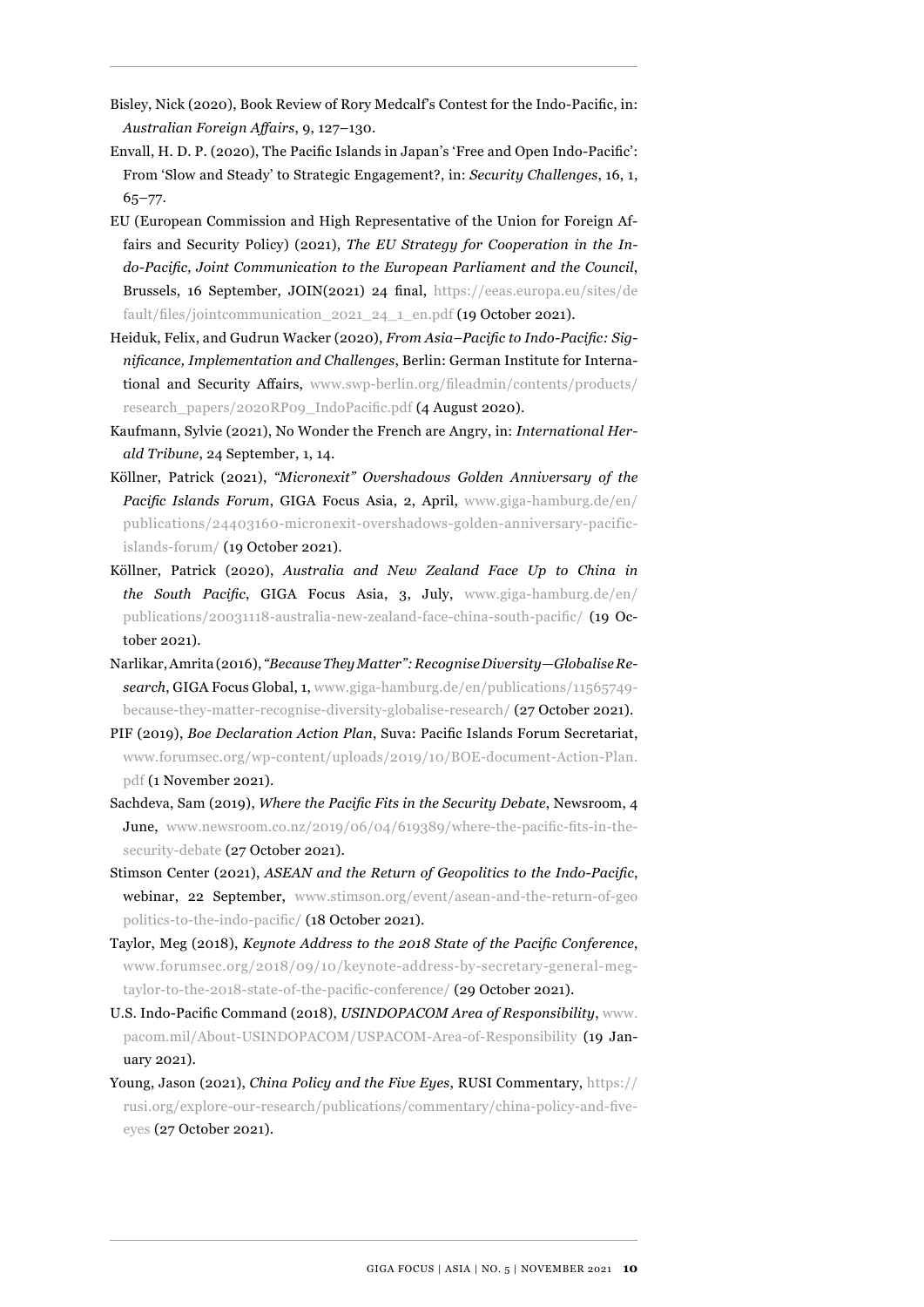Bisley, Nick (2020), Book Review of Rory Medcalf's Contest for the Indo-Pacific, in: *Australian Foreign Affairs*, 9, 127–130.

Envall, H. D. P. (2020), The Pacific Islands in Japan's 'Free and Open Indo-Pacific': From 'Slow and Steady' to Strategic Engagement?, in: *Security Challenges*, 16, 1, 65–77.

EU (European Commission and High Representative of the Union for Foreign Affairs and Security Policy) (2021), *The EU Strategy for Cooperation in the Indo-Pacific, Joint Communication to the European Parliament and the Council*, Brussels, 16 September, JOIN(2021) 24 final, https://eeas.europa.eu/sites/default/files/jointcommunication_2021_24_1_en.pdf (19 October 2021).

Heiduk, Felix, and Gudrun Wacker (2020), *From Asia–Pacific to Indo-Pacific: Significance, Implementation and Challenges*, Berlin: German Institute for International and Security Affairs, www.swp-berlin.org/fileadmin/contents/products/research_papers/2020RP09_IndoPacific.pdf (4 August 2020).

Kaufmann, Sylvie (2021), No Wonder the French are Angry, in: *International Herald Tribune*, 24 September, 1, 14.

Köllner, Patrick (2021), *"Micronexit" Overshadows Golden Anniversary of the Pacific Islands Forum*, GIGA Focus Asia, 2, April, www.giga-hamburg.de/en/publications/24403160-micronexit-overshadows-golden-anniversary-pacific-islands-forum/ (19 October 2021).

Köllner, Patrick (2020), *Australia and New Zealand Face Up to China in the South Pacific*, GIGA Focus Asia, 3, July, www.giga-hamburg.de/en/publications/20031118-australia-new-zealand-face-china-south-pacific/ (19 October 2021).

Narlikar, Amrita (2016), *"Because They Matter": Recognise Diversity—Globalise Research*, GIGA Focus Global, 1, www.giga-hamburg.de/en/publications/11565749-because-they-matter-recognise-diversity-globalise-research/ (27 October 2021).

PIF (2019), *Boe Declaration Action Plan*, Suva: Pacific Islands Forum Secretariat, www.forumsec.org/wp-content/uploads/2019/10/BOE-document-Action-Plan.pdf (1 November 2021).

Sachdeva, Sam (2019), *Where the Pacific Fits in the Security Debate*, Newsroom, 4 June, www.newsroom.co.nz/2019/06/04/619389/where-the-pacific-fits-in-the-security-debate (27 October 2021).

Stimson Center (2021), *ASEAN and the Return of Geopolitics to the Indo-Pacific*, webinar, 22 September, www.stimson.org/event/asean-and-the-return-of-geopolitics-to-the-indo-pacific/ (18 October 2021).

Taylor, Meg (2018), *Keynote Address to the 2018 State of the Pacific Conference*, www.forumsec.org/2018/09/10/keynote-address-by-secretary-general-meg-taylor-to-the-2018-state-of-the-pacific-conference/ (29 October 2021).

U.S. Indo-Pacific Command (2018), *USINDOPACOM Area of Responsibility*, www.pacom.mil/About-USINDOPACOM/USPACOM-Area-of-Responsibility (19 January 2021).

Young, Jason (2021), *China Policy and the Five Eyes*, RUSI Commentary, https://rusi.org/explore-our-research/publications/commentary/china-policy-and-five-eyes (27 October 2021).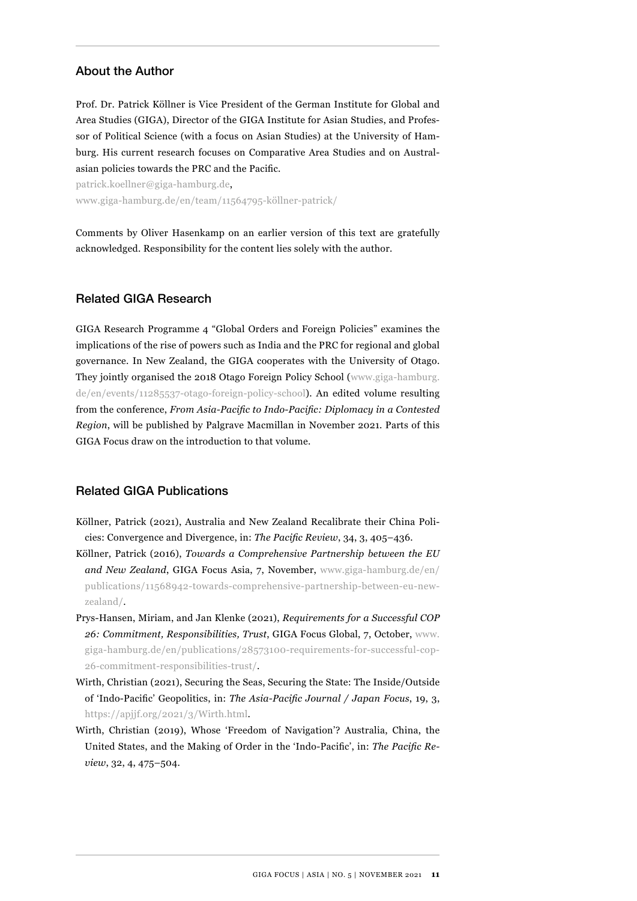## About the Author

Prof. Dr. Patrick Köllner is Vice President of the German Institute for Global and Area Studies (GIGA), Director of the GIGA Institute for Asian Studies, and Professor of Political Science (with a focus on Asian Studies) at the University of Hamburg. His current research focuses on Comparative Area Studies and on Australasian policies towards the PRC and the Pacific.

patrick.koellner@giga-hamburg.de,
www.giga-hamburg.de/en/team/11564795-köllner-patrick/

Comments by Oliver Hasenkamp on an earlier version of this text are gratefully acknowledged. Responsibility for the content lies solely with the author.

## Related GIGA Research

GIGA Research Programme 4 "Global Orders and Foreign Policies" examines the implications of the rise of powers such as India and the PRC for regional and global governance. In New Zealand, the GIGA cooperates with the University of Otago. They jointly organised the 2018 Otago Foreign Policy School (www.giga-hamburg.de/en/events/11285537-otago-foreign-policy-school). An edited volume resulting from the conference, *From Asia-Pacific to Indo-Pacific: Diplomacy in a Contested Region*, will be published by Palgrave Macmillan in November 2021. Parts of this GIGA Focus draw on the introduction to that volume.

## Related GIGA Publications

Köllner, Patrick (2021), Australia and New Zealand Recalibrate their China Policies: Convergence and Divergence, in: *The Pacific Review*, 34, 3, 405–436.

Köllner, Patrick (2016), *Towards a Comprehensive Partnership between the EU and New Zealand*, GIGA Focus Asia, 7, November, www.giga-hamburg.de/en/publications/11568942-towards-comprehensive-partnership-between-eu-new-zealand/.

Prys-Hansen, Miriam, and Jan Klenke (2021), *Requirements for a Successful COP 26: Commitment, Responsibilities, Trust*, GIGA Focus Global, 7, October, www.giga-hamburg.de/en/publications/28573100-requirements-for-successful-cop-26-commitment-responsibilities-trust/.

Wirth, Christian (2021), Securing the Seas, Securing the State: The Inside/Outside of 'Indo-Pacific' Geopolitics, in: *The Asia-Pacific Journal / Japan Focus*, 19, 3, https://apjjf.org/2021/3/Wirth.html.

Wirth, Christian (2019), Whose 'Freedom of Navigation'? Australia, China, the United States, and the Making of Order in the 'Indo-Pacific', in: *The Pacific Review*, 32, 4, 475–504.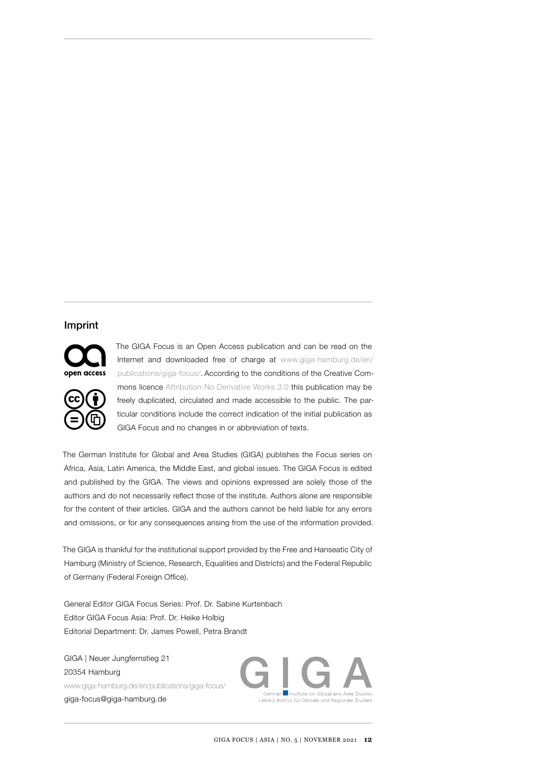## Imprint

The GIGA Focus is an Open Access publication and can be read on the Internet and downloaded free of charge at www.giga-hamburg.de/en/publications/giga-focus/. According to the conditions of the Creative Commons licence Attribution-No Derivative Works 3.0 this publication may be freely duplicated, circulated and made accessible to the public. The particular conditions include the correct indication of the initial publication as GIGA Focus and no changes in or abbreviation of texts.

The German Institute for Global and Area Studies (GIGA) publishes the Focus series on Africa, Asia, Latin America, the Middle East, and global issues. The GIGA Focus is edited and published by the GIGA. The views and opinions expressed are solely those of the authors and do not necessarily reflect those of the institute. Authors alone are responsible for the content of their articles. GIGA and the authors cannot be held liable for any errors and omissions, or for any consequences arising from the use of the information provided.

The GIGA is thankful for the institutional support provided by the Free and Hanseatic City of Hamburg (Ministry of Science, Research, Equalities and Districts) and the Federal Republic of Germany (Federal Foreign Office).

General Editor GIGA Focus Series: Prof. Dr. Sabine Kurtenbach
Editor GIGA Focus Asia: Prof. Dr. Heike Holbig
Editorial Department: Dr. James Powell, Petra Brandt

GIGA | Neuer Jungfernstieg 21
20354 Hamburg
www.giga-hamburg.de/en/publications/giga-focus/
giga-focus@giga-hamburg.de

GIGA
German Institute for Global and Area Studies
Leibniz-Institut für Globale und Regionale Studien